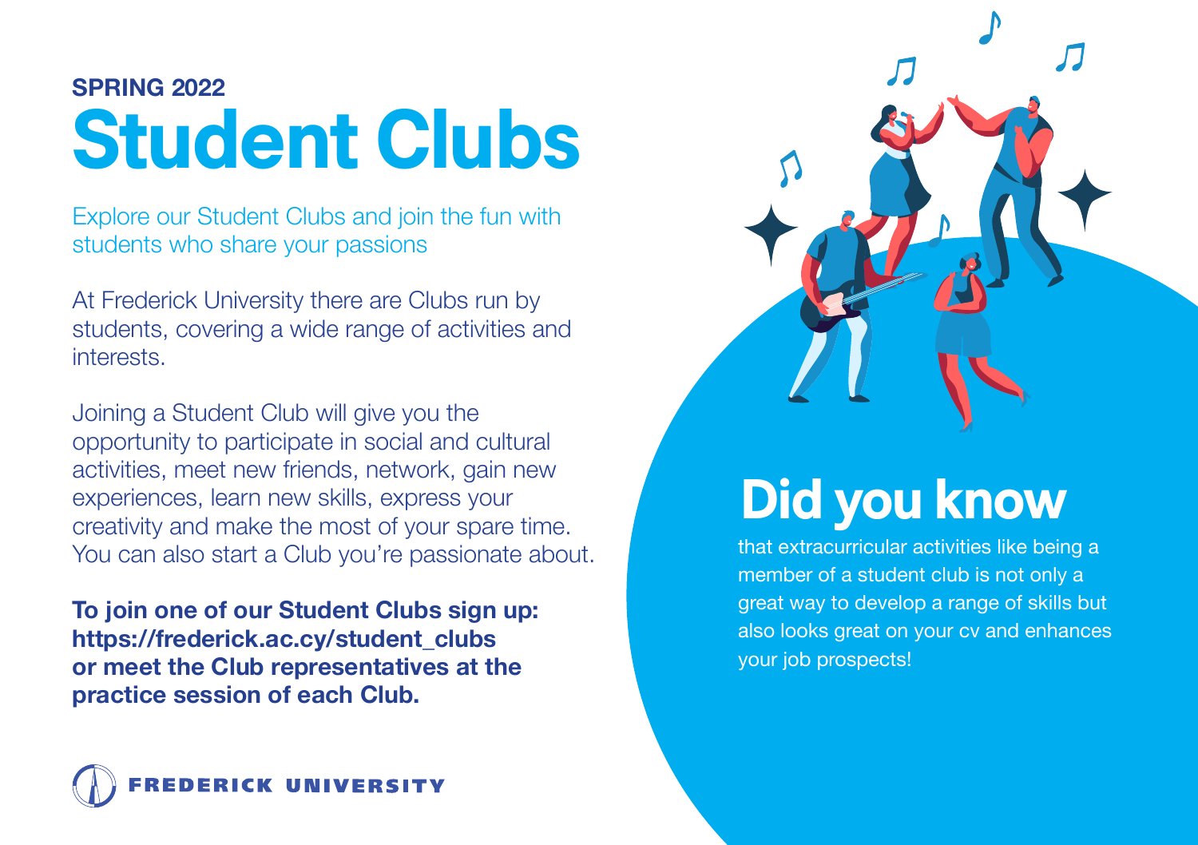SPRING 2022

# Student Clubs

Explore our Student Clubs and join the fun with students who share your passions

At Frederick University there are Clubs run by students, covering a wide range of activities and interests.

Joining a Student Club will give you the opportunity to participate in social and cultural activities, meet new friends, network, gain new experiences, learn new skills, express your creativity and make the most of your spare time. You can also start a Club you're passionate about.

**To join one of our Student Clubs sign up: https://frederick.ac.cy/student_clubs or meet the Club representatives at the practice session of each Club.**

FREDERICK UNIVERSITY

## Did you know

that extracurricular activities like being a member of a student club is not only a great way to develop a range of skills but also looks great on your cv and enhances your job prospects!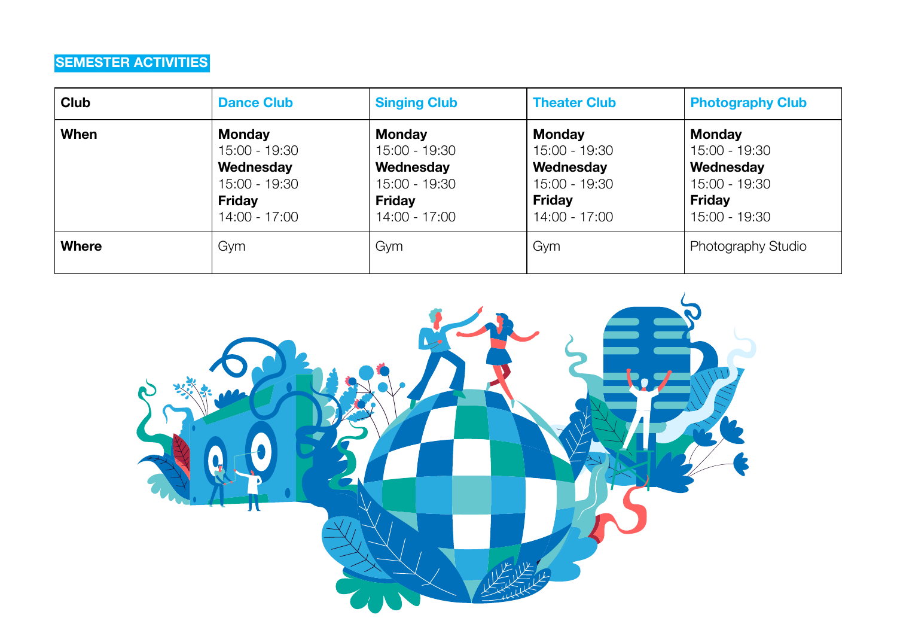## SEMESTER ACTIVITIES

| Club | Dance Club | Singing Club | Theater Club | Photography Club |
|---|---|---|---|---|
| **When** | **Monday** 15:00 - 19:30 **Wednesday** 15:00 - 19:30 **Friday** 14:00 - 17:00 | **Monday** 15:00 - 19:30 **Wednesday** 15:00 - 19:30 **Friday** 14:00 - 17:00 | **Monday** 15:00 - 19:30 **Wednesday** 15:00 - 19:30 **Friday** 14:00 - 17:00 | **Monday** 15:00 - 19:30 **Wednesday** 15:00 - 19:30 **Friday** 15:00 - 19:30 |
| **Where** | Gym | Gym | Gym | Photography Studio |